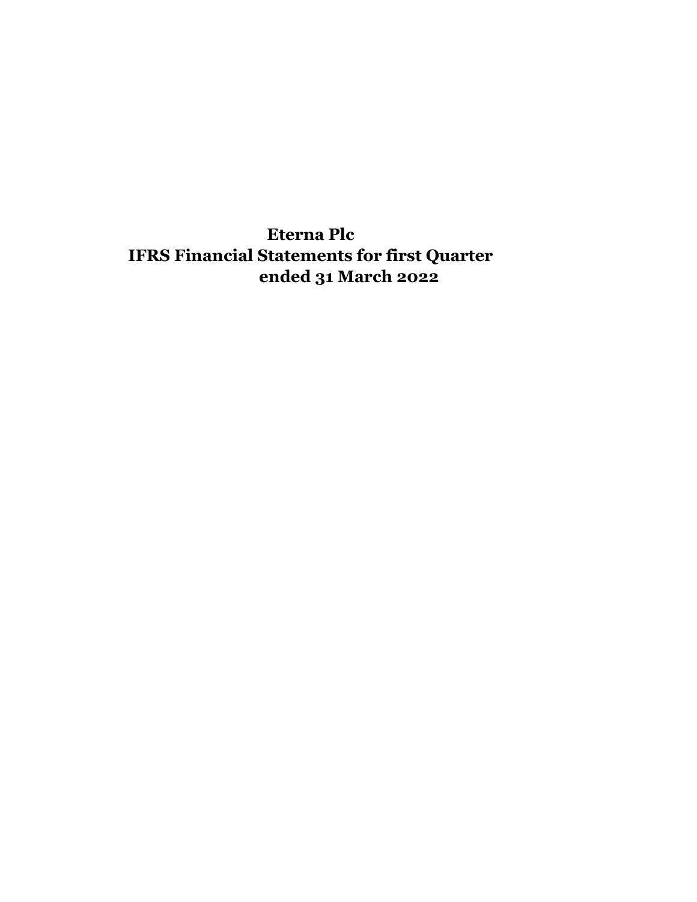# Eterna Plc
# IFRS Financial Statements for first Quarter ended 31 March 2022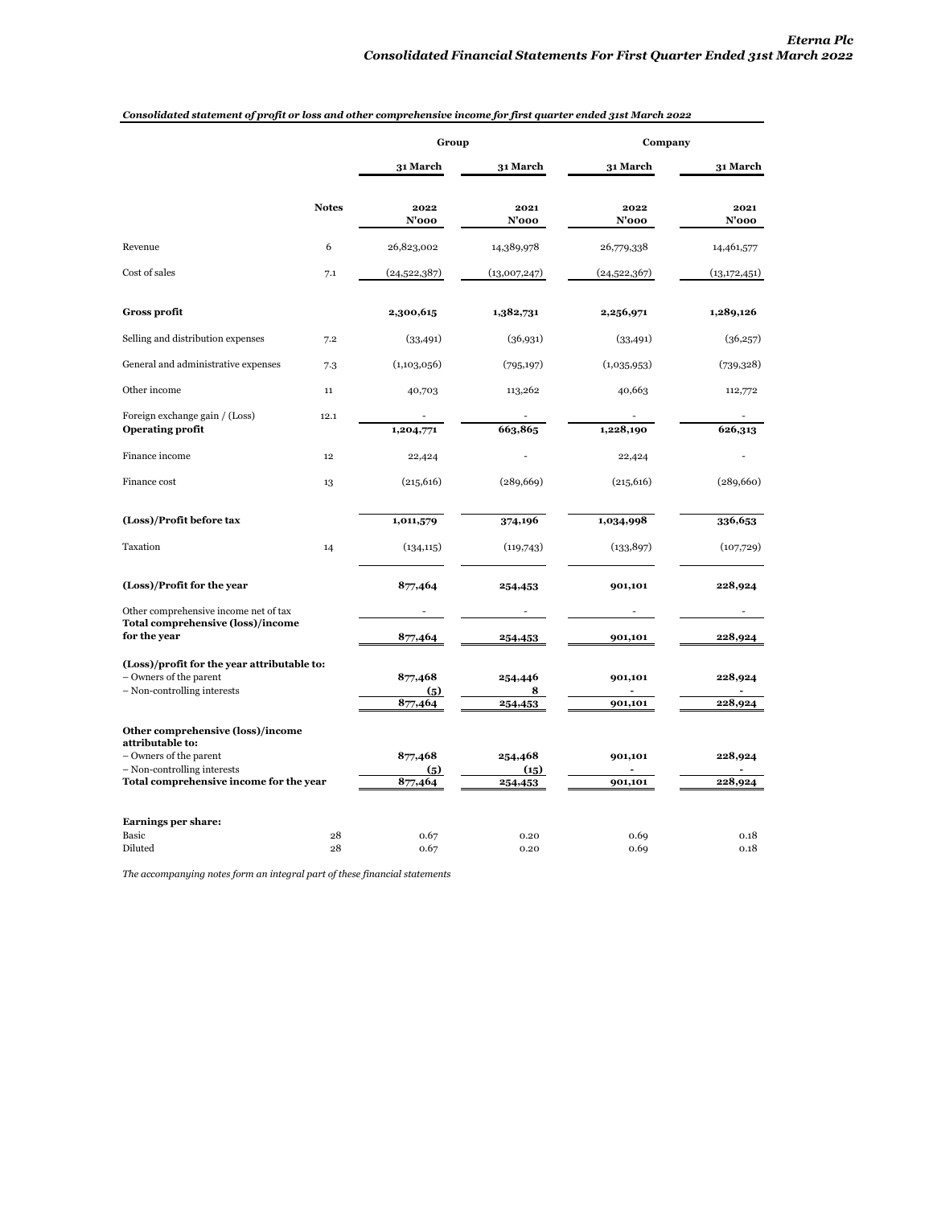*Consolidated statement of profit or loss and other comprehensive income for first quarter ended 31st March 2022*

| | | Group | | Company | |
|---|---|---|---|---|---|
| | | 31 March | 31 March | 31 March | 31 March |
| | Notes | 2022<br>N'000 | 2021<br>N'000 | 2022<br>N'000 | 2021<br>N'000 |
| Revenue | 6 | 26,823,002 | 14,389,978 | 26,779,338 | 14,461,577 |
| Cost of sales | 7.1 | (24,522,387) | (13,007,247) | (24,522,367) | (13,172,451) |
| **Gross profit** | | **2,300,615** | **1,382,731** | **2,256,971** | **1,289,126** |
| Selling and distribution expenses | 7.2 | (33,491) | (36,931) | (33,491) | (36,257) |
| General and administrative expenses | 7.3 | (1,103,056) | (795,197) | (1,035,953) | (739,328) |
| Other income | 11 | 40,703 | 113,262 | 40,663 | 112,772 |
| Foreign exchange gain / (Loss) | 12.1 | - | - | - | - |
| **Operating profit** | | **1,204,771** | **663,865** | **1,228,190** | **626,313** |
| Finance income | 12 | 22,424 | - | 22,424 | - |
| Finance cost | 13 | (215,616) | (289,669) | (215,616) | (289,660) |
| **(Loss)/Profit before tax** | | **1,011,579** | **374,196** | **1,034,998** | **336,653** |
| Taxation | 14 | (134,115) | (119,743) | (133,897) | (107,729) |
| **(Loss)/Profit for the year** | | **877,464** | **254,453** | **901,101** | **228,924** |
| Other comprehensive income net of tax | | - | - | - | - |
| **Total comprehensive (loss)/income for the year** | | **877,464** | **254,453** | **901,101** | **228,924** |
| **(Loss)/profit for the year attributable to:** | | | | | |
| – Owners of the parent | | **877,468** | **254,446** | **901,101** | **228,924** |
| – Non-controlling interests | | **(5)** | **8** | **-** | **-** |
| | | **877,464** | **254,453** | **901,101** | **228,924** |
| **Other comprehensive (loss)/income attributable to:** | | | | | |
| – Owners of the parent | | **877,468** | **254,468** | **901,101** | **228,924** |
| – Non-controlling interests | | **(5)** | **(15)** | **-** | **-** |
| **Total comprehensive income for the year** | | **877,464** | **254,453** | **901,101** | **228,924** |
| **Earnings per share:** | | | | | |
| Basic | 28 | 0.67 | 0.20 | 0.69 | 0.18 |
| Diluted | 28 | 0.67 | 0.20 | 0.69 | 0.18 |

*The accompanying notes form an integral part of these financial statements*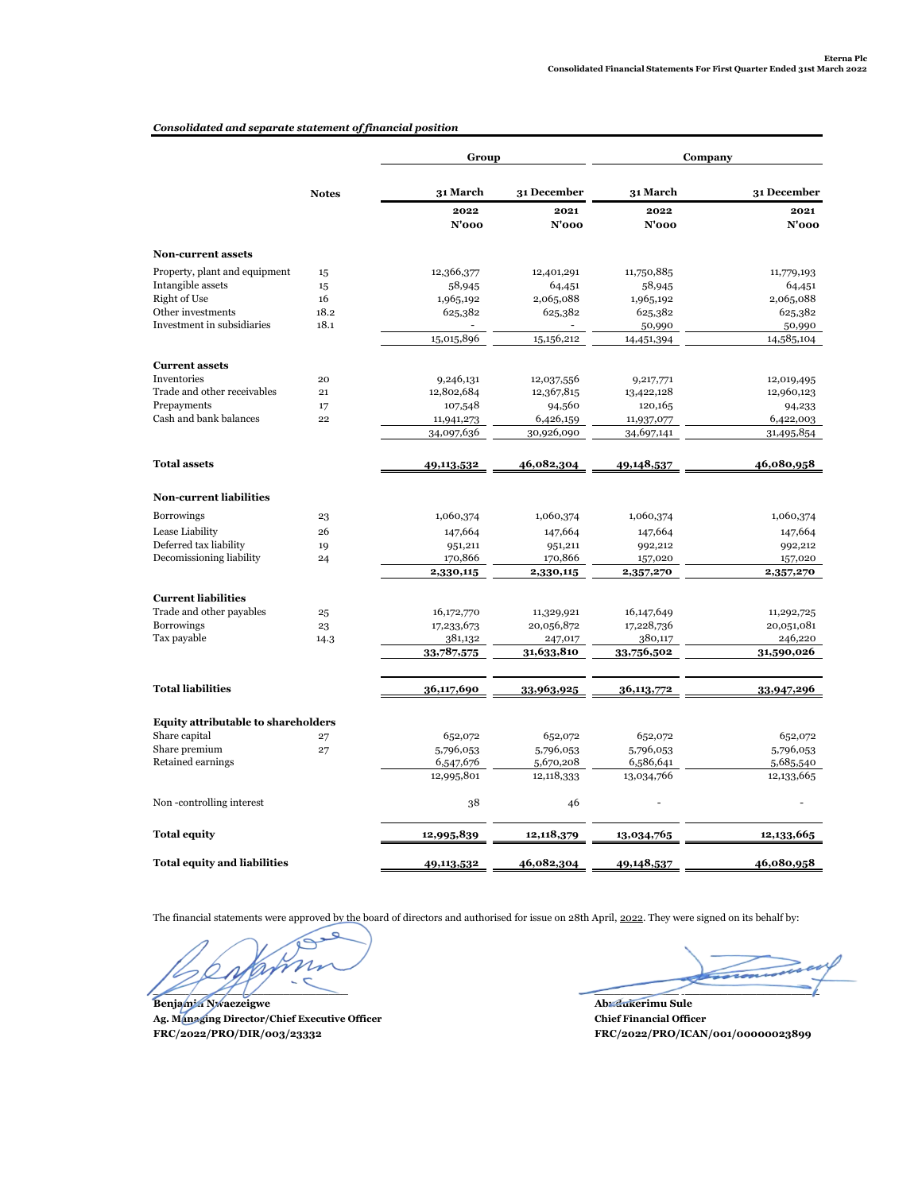***Consolidated and separate statement of financial position***

| | Notes | Group | | Company | |
|---|---|---|---|---|---|
| | | 31 March 2022 N'000 | 31 December 2021 N'000 | 31 March 2022 N'000 | 31 December 2021 N'000 |
| **Non-current assets** | | | | | |
| Property, plant and equipment | 15 | 12,366,377 | 12,401,291 | 11,750,885 | 11,779,193 |
| Intangible assets | 15 | 58,945 | 64,451 | 58,945 | 64,451 |
| Right of Use | 16 | 1,965,192 | 2,065,088 | 1,965,192 | 2,065,088 |
| Other investments | 18.2 | 625,382 | 625,382 | 625,382 | 625,382 |
| Investment in subsidiaries | 18.1 | - | - | 50,990 | 50,990 |
| | | 15,015,896 | 15,156,212 | 14,451,394 | 14,585,104 |
| **Current assets** | | | | | |
| Inventories | 20 | 9,246,131 | 12,037,556 | 9,217,771 | 12,019,495 |
| Trade and other receivables | 21 | 12,802,684 | 12,367,815 | 13,422,128 | 12,960,123 |
| Prepayments | 17 | 107,548 | 94,560 | 120,165 | 94,233 |
| Cash and bank balances | 22 | 11,941,273 | 6,426,159 | 11,937,077 | 6,422,003 |
| | | 34,097,636 | 30,926,090 | 34,697,141 | 31,495,854 |
| **Total assets** | | **49,113,532** | **46,082,304** | **49,148,537** | **46,080,958** |
| **Non-current liabilities** | | | | | |
| Borrowings | 23 | 1,060,374 | 1,060,374 | 1,060,374 | 1,060,374 |
| Lease Liability | 26 | 147,664 | 147,664 | 147,664 | 147,664 |
| Deferred tax liability | 19 | 951,211 | 951,211 | 992,212 | 992,212 |
| Decomissioning liability | 24 | 170,866 | 170,866 | 157,020 | 157,020 |
| | | **2,330,115** | **2,330,115** | **2,357,270** | **2,357,270** |
| **Current liabilities** | | | | | |
| Trade and other payables | 25 | 16,172,770 | 11,329,921 | 16,147,649 | 11,292,725 |
| Borrowings | 23 | 17,233,673 | 20,056,872 | 17,228,736 | 20,051,081 |
| Tax payable | 14.3 | 381,132 | 247,017 | 380,117 | 246,220 |
| | | **33,787,575** | **31,633,810** | **33,756,502** | **31,590,026** |
| **Total liabilities** | | **36,117,690** | **33,963,925** | **36,113,772** | **33,947,296** |
| **Equity attributable to shareholders** | | | | | |
| Share capital | 27 | 652,072 | 652,072 | 652,072 | 652,072 |
| Share premium | 27 | 5,796,053 | 5,796,053 | 5,796,053 | 5,796,053 |
| Retained earnings | | 6,547,676 | 5,670,208 | 6,586,641 | 5,685,540 |
| | | 12,995,801 | 12,118,333 | 13,034,766 | 12,133,665 |
| Non -controlling interest | | 38 | 46 | - | - |
| **Total equity** | | **12,995,839** | **12,118,379** | **13,034,765** | **12,133,665** |
| **Total equity and liabilities** | | **49,113,532** | **46,082,304** | **49,148,537** | **46,080,958** |

The financial statements were approved by the board of directors and authorised for issue on 28th April, 2022. They were signed on its behalf by:

**Benjamin Nwaezeigwe**
**Ag. Managing Director/Chief Executive Officer**
**FRC/2022/PRO/DIR/003/23332**

**Abdulkerimu Sule**
**Chief Financial Officer**
**FRC/2022/PRO/ICAN/001/00000023899**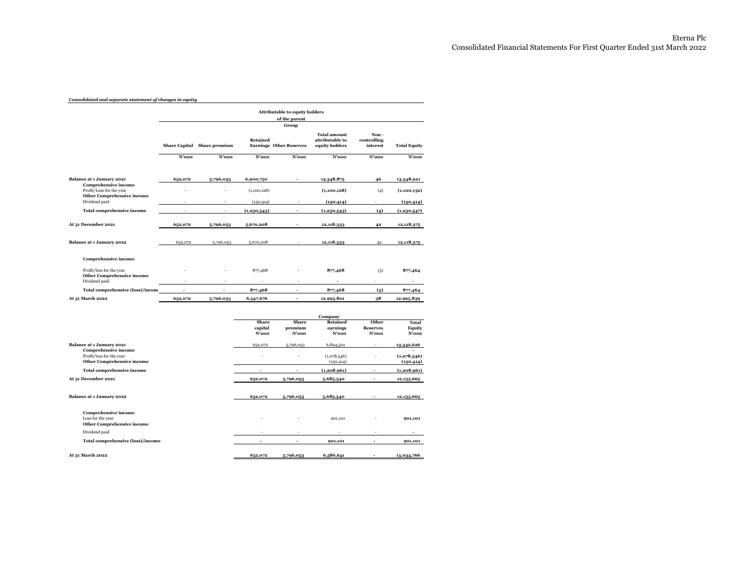*Consolidated and separate statement of changes in equity*

| | Attributable to equity holders of the parent | | | | | | |
|---|---|---|---|---|---|---|---|
| | Group | | | | | | |
| | Share Capital | Share premium | Retained Earnings | Other Reserves | Total amount attributable to equity holders | Non - controlling interest | Total Equity |
| | N'000 | N'000 | N'000 | N'000 | N'000 | N'000 | N'000 |
| **Balance at 1 January 2021** | **652,072** | **5,796,053** | **6,900,750** | - | **13,348,875** | **46** | **13,348,921** |
| **Comprehensive income** | | | | | | | |
| Profit/Loss for the year | - | - | (1,100,128) | | **(1,100,128)** | (4) | **(1,100,132)** |
| **Other Comprehensive income** | | | | | | | |
| Dividend paid | - | - | (130,414) | - | **(130,414)** | - | **(130,414)** |
| **Total comprehensive income** | - | - | **(1,230,543)** | - | **(1,230,543)** | **(4)** | **(1,230,547)** |
| **At 31 December 2021** | **652,072** | **5,796,053** | **5,670,208** | - | **12,118,333** | **42** | **12,118,375** |
| **Balance at 1 January 2022** | 652,072 | 5,796,053 | 5,670,208 | - | **12,118,333** | 42 | **12,118,375** |
| **Comprehensive income** | | | | | | | |
| Profit/loss for the year | - | - | 877,468 | - | **877,468** | (5) | **877,464** |
| **Other Comprehensive income** | | | | | | | |
| Dividend paid | - | - | - | - | - | - | - |
| **Total comprehensive (loss)/incom** | - | - | **877,468** | - | **877,468** | **(5)** | **877,464** |
| **At 31 March 2022** | **652,072** | **5,796,053** | **6,547,676** | - | **12,995,801** | **38** | **12,995,839** |

| | Company | | | | |
|---|---|---|---|---|---|
| | Share capital N'000 | Share premium N'000 | Retained earnings N'000 | Other Reserves N'000 | Total Equity N'000 |
| **Balance at 1 January 2021** | 652,072 | 5,796,053 | 6,894,501 | - | **13,342,626** |
| **Comprehensive income** | | | | | - |
| Profit/loss for the year | - | - | (1,078,546) | - | **(1,078,546)** |
| **Other Comprehensive income** | | | (130,414) | | **(130,414)** |
| **Total comprehensive income** | - | - | **(1,208,961)** | - | **(1,208,961)** |
| **At 31 December 2021** | **652,072** | **5,796,053** | **5,685,540** | - | **12,133,665** |
| **Balance at 1 January 2022** | **652,072** | **5,796,053** | **5,685,540** | - | **12,133,665** |
| **Comprehensive income** | | | | | |
| Loss for the year | - | - | 901,101 | - | **901,101** |
| **Other Comprehensive income** | | | | | |
| Dividend paid | - | - | - | - | - |
| **Total comprehensive (loss)/income** | - | - | **901,101** | - | **901,101** |
| **At 31 March 2022** | **652,072** | **5,796,053** | **6,586,641** | - | **13,034,766** |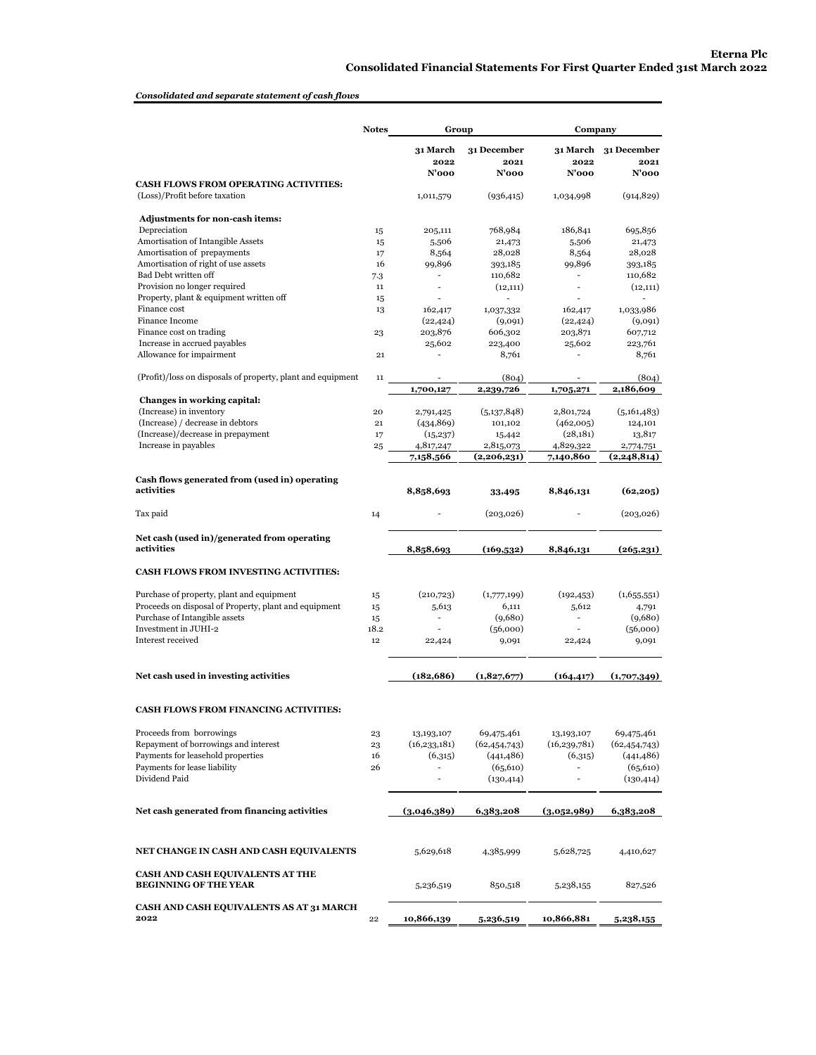**Eterna Plc**
**Consolidated Financial Statements For First Quarter Ended 31st March 2022**

***Consolidated and separate statement of cash flows***

| | Notes | Group | | Company | |
|---|---|---|---|---|---|
| | | 31 March 2022 N'000 | 31 December 2021 N'000 | 31 March 2022 N'000 | 31 December 2021 N'000 |
| **CASH FLOWS FROM OPERATING ACTIVITIES:** | | | | | |
| (Loss)/Profit before taxation | | 1,011,579 | (936,415) | 1,034,998 | (914,829) |
| **Adjustments for non-cash items:** | | | | | |
| Depreciation | 15 | 205,111 | 768,984 | 186,841 | 695,856 |
| Amortisation of Intangible Assets | 15 | 5,506 | 21,473 | 5,506 | 21,473 |
| Amortisation of prepayments | 17 | 8,564 | 28,028 | 8,564 | 28,028 |
| Amortisation of right of use assets | 16 | 99,896 | 393,185 | 99,896 | 393,185 |
| Bad Debt written off | 7.3 | - | 110,682 | - | 110,682 |
| Provision no longer required | 11 | - | (12,111) | - | (12,111) |
| Property, plant & equipment written off | 15 | - | - | - | - |
| Finance cost | 13 | 162,417 | 1,037,332 | 162,417 | 1,033,986 |
| Finance Income | | (22,424) | (9,091) | (22,424) | (9,091) |
| Finance cost on trading | 23 | 203,876 | 606,302 | 203,871 | 607,712 |
| Increase in accrued payables | | 25,602 | 223,400 | 25,602 | 223,761 |
| Allowance for impairment | 21 | - | 8,761 | - | 8,761 |
| (Profit)/loss on disposals of property, plant and equipment | 11 | - | (804) | - | (804) |
| | | **1,700,127** | **2,239,726** | **1,705,271** | **2,186,609** |
| **Changes in working capital:** | | | | | |
| (Increase) in inventory | 20 | 2,791,425 | (5,137,848) | 2,801,724 | (5,161,483) |
| (Increase) / decrease in debtors | 21 | (434,869) | 101,102 | (462,005) | 124,101 |
| (Increase)/decrease in prepayment | 17 | (15,237) | 15,442 | (28,181) | 13,817 |
| Increase in payables | 25 | 4,817,247 | 2,815,073 | 4,829,322 | 2,774,751 |
| | | **7,158,566** | **(2,206,231)** | **7,140,860** | **(2,248,814)** |
| **Cash flows generated from (used in) operating activities** | | **8,858,693** | **33,495** | **8,846,131** | **(62,205)** |
| Tax paid | 14 | - | (203,026) | - | (203,026) |
| **Net cash (used in)/generated from operating activities** | | **8,858,693** | **(169,532)** | **8,846,131** | **(265,231)** |
| **CASH FLOWS FROM INVESTING ACTIVITIES:** | | | | | |
| Purchase of property, plant and equipment | 15 | (210,723) | (1,777,199) | (192,453) | (1,655,551) |
| Proceeds on disposal of Property, plant and equipment | 15 | 5,613 | 6,111 | 5,612 | 4,791 |
| Purchase of Intangible assets | 15 | - | (9,680) | - | (9,680) |
| Investment in JUHI-2 | 18.2 | - | (56,000) | - | (56,000) |
| Interest received | 12 | 22,424 | 9,091 | 22,424 | 9,091 |
| **Net cash used in investing activities** | | **(182,686)** | **(1,827,677)** | **(164,417)** | **(1,707,349)** |
| **CASH FLOWS FROM FINANCING ACTIVITIES:** | | | | | |
| Proceeds from borrowings | 23 | 13,193,107 | 69,475,461 | 13,193,107 | 69,475,461 |
| Repayment of borrowings and interest | 23 | (16,233,181) | (62,454,743) | (16,239,781) | (62,454,743) |
| Payments for leasehold properties | 16 | (6,315) | (441,486) | (6,315) | (441,486) |
| Payments for lease liability | 26 | - | (65,610) | - | (65,610) |
| Dividend Paid | | - | (130,414) | - | (130,414) |
| **Net cash generated from financing activities** | | **(3,046,389)** | **6,383,208** | **(3,052,989)** | **6,383,208** |
| **NET CHANGE IN CASH AND CASH EQUIVALENTS** | | 5,629,618 | 4,385,999 | 5,628,725 | 4,410,627 |
| **CASH AND CASH EQUIVALENTS AT THE BEGINNING OF THE YEAR** | | 5,236,519 | 850,518 | 5,238,155 | 827,526 |
| **CASH AND CASH EQUIVALENTS AS AT 31 MARCH 2022** | 22 | **10,866,139** | **5,236,519** | **10,866,881** | **5,238,155** |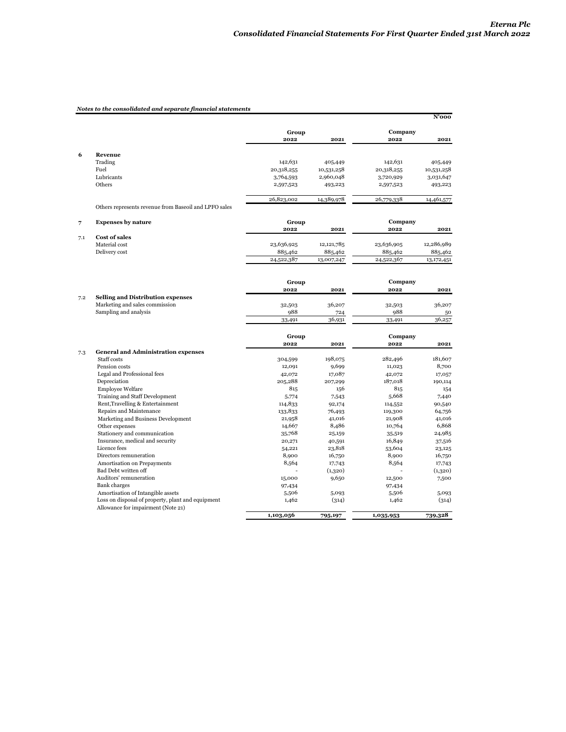*Notes to the consolidated and separate financial statements*

**N'000**

| | | Group | | Company | |
|---|---|---|---|---|---|
| | | **2022** | **2021** | **2022** | **2021** |
| **6** | **Revenue** | | | | |
| | Trading | 142,631 | 405,449 | 142,631 | 405,449 |
| | Fuel | 20,318,255 | 10,531,258 | 20,318,255 | 10,531,258 |
| | Lubricants | 3,764,593 | 2,960,048 | 3,720,929 | 3,031,647 |
| | Others | 2,597,523 | 493,223 | 2,597,523 | 493,223 |
| | | 26,823,002 | 14,389,978 | 26,779,338 | 14,461,577 |

Others represents revenue from Baseoil and LPFO sales

| | | Group | | Company | |
|---|---|---|---|---|---|
| **7** | **Expenses by nature** | **2022** | **2021** | **2022** | **2021** |
| **7.1** | **Cost of sales** | | | | |
| | Material cost | 23,636,925 | 12,121,785 | 23,636,905 | 12,286,989 |
| | Delivery cost | 885,462 | 885,462 | 885,462 | 885,462 |
| | | 24,522,387 | 13,007,247 | 24,522,367 | 13,172,451 |

| | | Group | | Company | |
|---|---|---|---|---|---|
| | | **2022** | **2021** | **2022** | **2021** |
| **7.2** | **Selling and Distribution expenses** | | | | |
| | Marketing and sales commission | 32,503 | 36,207 | 32,503 | 36,207 |
| | Sampling and analysis | 988 | 724 | 988 | 50 |
| | | 33,491 | 36,931 | 33,491 | 36,257 |

| | | Group | | Company | |
|---|---|---|---|---|---|
| | | **2022** | **2021** | **2022** | **2021** |
| **7.3** | **General and Administration expenses** | | | | |
| | Staff costs | 304,599 | 198,075 | 282,496 | 181,607 |
| | Pension costs | 12,091 | 9,699 | 11,023 | 8,700 |
| | Legal and Professional fees | 42,072 | 17,087 | 42,072 | 17,057 |
| | Depreciation | 205,288 | 207,299 | 187,018 | 190,114 |
| | Employee Welfare | 815 | 156 | 815 | 154 |
| | Training and Staff Development | 5,774 | 7,543 | 5,668 | 7,440 |
| | Rent,Travelling & Entertainment | 114,833 | 92,174 | 114,552 | 90,540 |
| | Repairs and Maintenance | 133,833 | 76,493 | 119,300 | 64,756 |
| | Marketing and Business Development | 21,958 | 41,016 | 21,908 | 41,016 |
| | Other expenses | 14,667 | 8,486 | 10,764 | 6,868 |
| | Stationery and communication | 35,768 | 25,159 | 35,519 | 24,985 |
| | Insurance, medical and security | 20,271 | 40,591 | 16,849 | 37,516 |
| | Licence fees | 54,221 | 23,818 | 53,604 | 23,125 |
| | Directors remuneration | 8,900 | 16,750 | 8,900 | 16,750 |
| | Amortisation on Prepayments | 8,564 | 17,743 | 8,564 | 17,743 |
| | Bad Debt written off | - | (1,320) | - | (1,320) |
| | Auditors' remuneration | 15,000 | 9,650 | 12,500 | 7,500 |
| | Bank charges | 97,434 | | 97,434 | |
| | Amortisation of Intangible assets | 5,506 | 5,093 | 5,506 | 5,093 |
| | Loss on disposal of property, plant and equipment | 1,462 | (314) | 1,462 | (314) |
| | Allowance for impairment (Note 21) | | | | |
| | | **1,103,056** | **795,197** | **1,035,953** | **739,328** |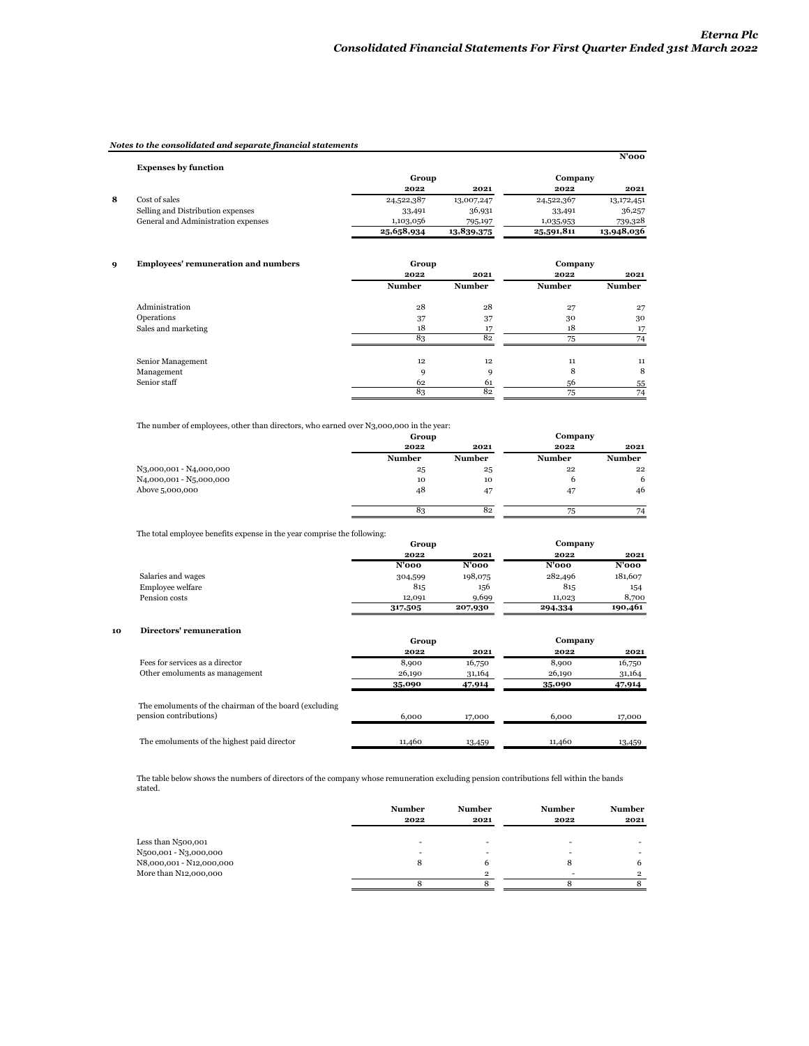*Notes to the consolidated and separate financial statements*

N'000

**Expenses by function**

| | | Group | | Company | |
|---|---|---|---|---|---|
| | | 2022 | 2021 | 2022 | 2021 |
| 8 | Cost of sales | 24,522,387 | 13,007,247 | 24,522,367 | 13,172,451 |
| | Selling and Distribution expenses | 33,491 | 36,931 | 33,491 | 36,257 |
| | General and Administration expenses | 1,103,056 | 795,197 | 1,035,953 | 739,328 |
| | | **25,658,934** | **13,839,375** | **25,591,811** | **13,948,036** |

## 9 Employees' remuneration and numbers

| | Group | | Company | |
|---|---|---|---|---|
| | 2022 | 2021 | 2022 | 2021 |
| | Number | Number | Number | Number |
| Administration | 28 | 28 | 27 | 27 |
| Operations | 37 | 37 | 30 | 30 |
| Sales and marketing | 18 | 17 | 18 | 17 |
| | 83 | 82 | 75 | 74 |
| Senior Management | 12 | 12 | 11 | 11 |
| Management | 9 | 9 | 8 | 8 |
| Senior staff | 62 | 61 | 56 | 55 |
| | 83 | 82 | 75 | 74 |

The number of employees, other than directors, who earned over N3,000,000 in the year:

| | Group | | Company | |
|---|---|---|---|---|
| | 2022 | 2021 | 2022 | 2021 |
| | Number | Number | Number | Number |
| N3,000,001 - N4,000,000 | 25 | 25 | 22 | 22 |
| N4,000,001 - N5,000,000 | 10 | 10 | 6 | 6 |
| Above 5,000,000 | 48 | 47 | 47 | 46 |
| | 83 | 82 | 75 | 74 |

The total employee benefits expense in the year comprise the following:

| | Group | | Company | |
|---|---|---|---|---|
| | 2022 | 2021 | 2022 | 2021 |
| | N'000 | N'000 | N'000 | N'000 |
| Salaries and wages | 304,599 | 198,075 | 282,496 | 181,607 |
| Employee welfare | 815 | 156 | 815 | 154 |
| Pension costs | 12,091 | 9,699 | 11,023 | 8,700 |
| | **317,505** | **207,930** | **294,334** | **190,461** |

## 10 Directors' remuneration

| | Group | | Company | |
|---|---|---|---|---|
| | 2022 | 2021 | 2022 | 2021 |
| Fees for services as a director | 8,900 | 16,750 | 8,900 | 16,750 |
| Other emoluments as management | 26,190 | 31,164 | 26,190 | 31,164 |
| | **35,090** | **47,914** | **35,090** | **47,914** |
| The emoluments of the chairman of the board (excluding pension contributions) | 6,000 | 17,000 | 6,000 | 17,000 |
| The emoluments of the highest paid director | 11,460 | 13,459 | 11,460 | 13,459 |

The table below shows the numbers of directors of the company whose remuneration excluding pension contributions fell within the bands stated.

| | Number 2022 | Number 2021 | Number 2022 | Number 2021 |
|---|---|---|---|---|
| Less than N500,001 | - | - | - | - |
| N500,001 - N3,000,000 | - | - | - | - |
| N8,000,001 - N12,000,000 | 8 | 6 | 8 | 6 |
| More than N12,000,000 | | 2 | - | 2 |
| | 8 | 8 | 8 | 8 |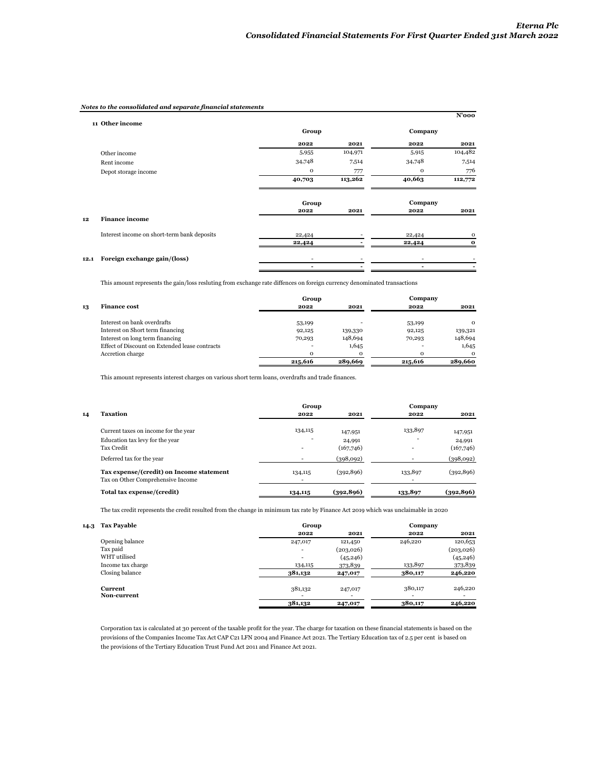*Notes to the consolidated and separate financial statements*

N'000

## 11 Other income

| | Group | | Company | |
|---|---|---|---|---|
| | 2022 | 2021 | 2022 | 2021 |
| Other income | 5,955 | 104,971 | 5,915 | 104,482 |
| Rent income | 34,748 | 7,514 | 34,748 | 7,514 |
| Depot storage income | 0 | 777 | 0 | 776 |
| | **40,703** | **113,262** | **40,663** | **112,772** |

## 12 Finance income

| | Group | | Company | |
|---|---|---|---|---|
| | 2022 | 2021 | 2022 | 2021 |
| Interest income on short-term bank deposits | 22,424 | - | 22,424 | 0 |
| | **22,424** | **-** | **22,424** | **0** |

## 12.1 Foreign exchange gain/(loss)

| | Group | | Company | |
|---|---|---|---|---|
| | 2022 | 2021 | 2022 | 2021 |
| Foreign exchange gain/(loss) | - | - | - | - |
| | - | - | - | - |

This amount represents the gain/loss resluting from exchange rate diffences on foreign currency denominated transactions

## 13 Finance cost

| | Group | | Company | |
|---|---|---|---|---|
| | 2022 | 2021 | 2022 | 2021 |
| Interest on bank overdrafts | 53,199 | - | 53,199 | 0 |
| Interest on Short term financing | 92,125 | 139,330 | 92,125 | 139,321 |
| Interest on long term financing | 70,293 | 148,694 | 70,293 | 148,694 |
| Effect of Discount on Extended lease contracts | - | 1,645 | - | 1,645 |
| Accretion charge | 0 | 0 | 0 | 0 |
| | **215,616** | **289,669** | **215,616** | **289,660** |

This amount represents interest charges on various short term loans, overdrafts and trade finances.

## 14 Taxation

| | Group | | Company | |
|---|---|---|---|---|
| | 2022 | 2021 | 2022 | 2021 |
| Current taxes on income for the year | 134,115 | 147,951 | 133,897 | 147,951 |
| Education tax levy for the year | - | 24,991 | - | 24,991 |
| Tax Credit | - | (167,746) | - | (167,746) |
| Deferred tax for the year | - | (398,092) | - | (398,092) |
| **Tax expense/(credit) on Income statement** | 134,115 | (392,896) | 133,897 | (392,896) |
| Tax on Other Comprehensive Income | - | | - | |
| **Total tax expense/(credit)** | **134,115** | **(392,896)** | **133,897** | **(392,896)** |

The tax credit represents the credit resulted from the change in minimum tax rate by Finance Act 2019 which was unclaimable in 2020

## 14.3 Tax Payable

| | Group | | Company | |
|---|---|---|---|---|
| | 2022 | 2021 | 2022 | 2021 |
| Opening balance | 247,017 | 121,450 | 246,220 | 120,653 |
| Tax paid | - | (203,026) | | (203,026) |
| WHT utilised | - | (45,246) | | (45,246) |
| Income tax charge | 134,115 | 373,839 | 133,897 | 373,839 |
| Closing balance | **381,132** | **247,017** | **380,117** | **246,220** |
| **Current** | 381,132 | 247,017 | 380,117 | 246,220 |
| **Non-current** | - | - | - | - |
| | **381,132** | **247,017** | **380,117** | **246,220** |

Corporation tax is calculated at 30 percent of the taxable profit for the year. The charge for taxation on these financial statements is based on the provisions of the Companies Income Tax Act CAP C21 LFN 2004 and Finance Act 2021. The Tertiary Education tax of 2.5 per cent is based on the provisions of the Tertiary Education Trust Fund Act 2011 and Finance Act 2021.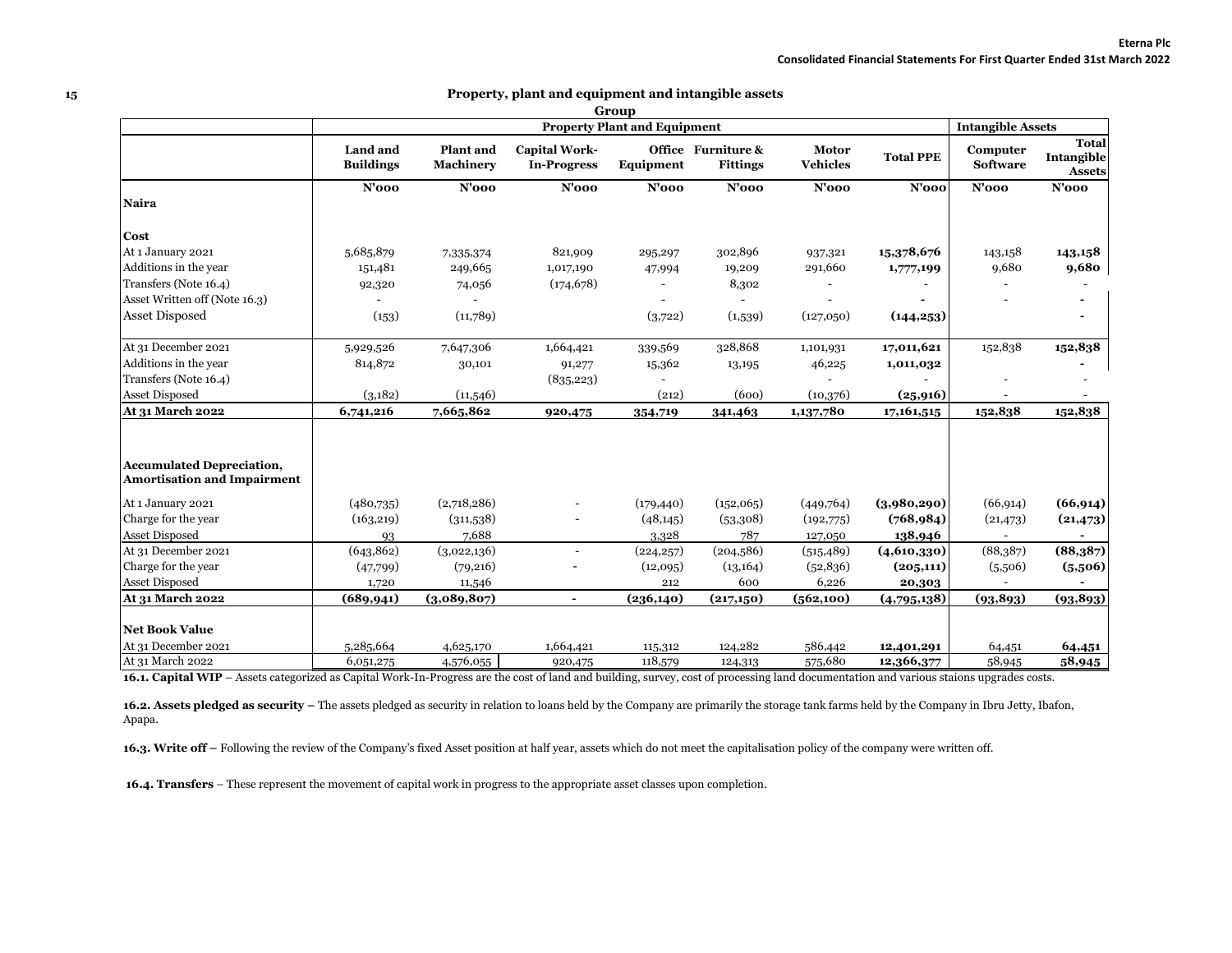## 15 Property, plant and equipment and intangible assets

**Group**

| | Property Plant and Equipment | | | | | | | Intangible Assets | |
|---|---|---|---|---|---|---|---|---|---|
| | **Land and Buildings** | **Plant and Machinery** | **Capital Work-In-Progress** | **Office Equipment** | **Furniture & Fittings** | **Motor Vehicles** | **Total PPE** | **Computer Software** | **Total Intangible Assets** |
| | **N'000** | **N'000** | **N'000** | **N'000** | **N'000** | **N'000** | **N'000** | **N'000** | **N'000** |
| **Naira** | | | | | | | | | |
| **Cost** | | | | | | | | | |
| At 1 January 2021 | 5,685,879 | 7,335,374 | 821,909 | 295,297 | 302,896 | 937,321 | **15,378,676** | 143,158 | **143,158** |
| Additions in the year | 151,481 | 249,665 | 1,017,190 | 47,994 | 19,209 | 291,660 | **1,777,199** | 9,680 | **9,680** |
| Transfers (Note 16.4) | 92,320 | 74,056 | (174,678) | - | 8,302 | - | - | - | - |
| Asset Written off (Note 16.3) | - | - | | - | - | - | **-** | - | **-** |
| Asset Disposed | (153) | (11,789) | | (3,722) | (1,539) | (127,050) | **(144,253)** | | **-** |
| At 31 December 2021 | 5,929,526 | 7,647,306 | 1,664,421 | 339,569 | 328,868 | 1,101,931 | **17,011,621** | 152,838 | **152,838** |
| Additions in the year | 814,872 | 30,101 | 91,277 | 15,362 | 13,195 | 46,225 | **1,011,032** | | **-** |
| Transfers (Note 16.4) | | | (835,223) | - | - | - | - | - | - |
| Asset Disposed | (3,182) | (11,546) | | (212) | (600) | (10,376) | **(25,916)** | - | - |
| **At 31 March 2022** | **6,741,216** | **7,665,862** | **920,475** | **354,719** | **341,463** | **1,137,780** | **17,161,515** | **152,838** | **152,838** |
| **Accumulated Depreciation, Amortisation and Impairment** | | | | | | | | | |
| At 1 January 2021 | (480,735) | (2,718,286) | - | (179,440) | (152,065) | (449,764) | **(3,980,290)** | (66,914) | **(66,914)** |
| Charge for the year | (163,219) | (311,538) | - | (48,145) | (53,308) | (192,775) | **(768,984)** | (21,473) | **(21,473)** |
| Asset Disposed | 93 | 7,688 | | 3,328 | 787 | 127,050 | **138,946** | - | **-** |
| At 31 December 2021 | (643,862) | (3,022,136) | - | (224,257) | (204,586) | (515,489) | **(4,610,330)** | (88,387) | **(88,387)** |
| Charge for the year | (47,799) | (79,216) | - | (12,095) | (13,164) | (52,836) | **(205,111)** | (5,506) | **(5,506)** |
| Asset Disposed | 1,720 | 11,546 | | 212 | 600 | 6,226 | **20,303** | - | **-** |
| **At 31 March 2022** | **(689,941)** | **(3,089,807)** | **-** | **(236,140)** | **(217,150)** | **(562,100)** | **(4,795,138)** | **(93,893)** | **(93,893)** |
| **Net Book Value** | | | | | | | | | |
| At 31 December 2021 | 5,285,664 | 4,625,170 | 1,664,421 | 115,312 | 124,282 | 586,442 | **12,401,291** | 64,451 | **64,451** |
| At 31 March 2022 | 6,051,275 | 4,576,055 | 920,475 | 118,579 | 124,313 | 575,680 | **12,366,377** | 58,945 | **58,945** |

**16.1. Capital WIP** – Assets categorized as Capital Work-In-Progress are the cost of land and building, survey, cost of processing land documentation and various staions upgrades costs.

**16.2. Assets pledged as security –** The assets pledged as security in relation to loans held by the Company are primarily the storage tank farms held by the Company in Ibru Jetty, Ibafon, Apapa.

**16.3. Write off –** Following the review of the Company's fixed Asset position at half year, assets which do not meet the capitalisation policy of the company were written off.

**16.4. Transfers** – These represent the movement of capital work in progress to the appropriate asset classes upon completion.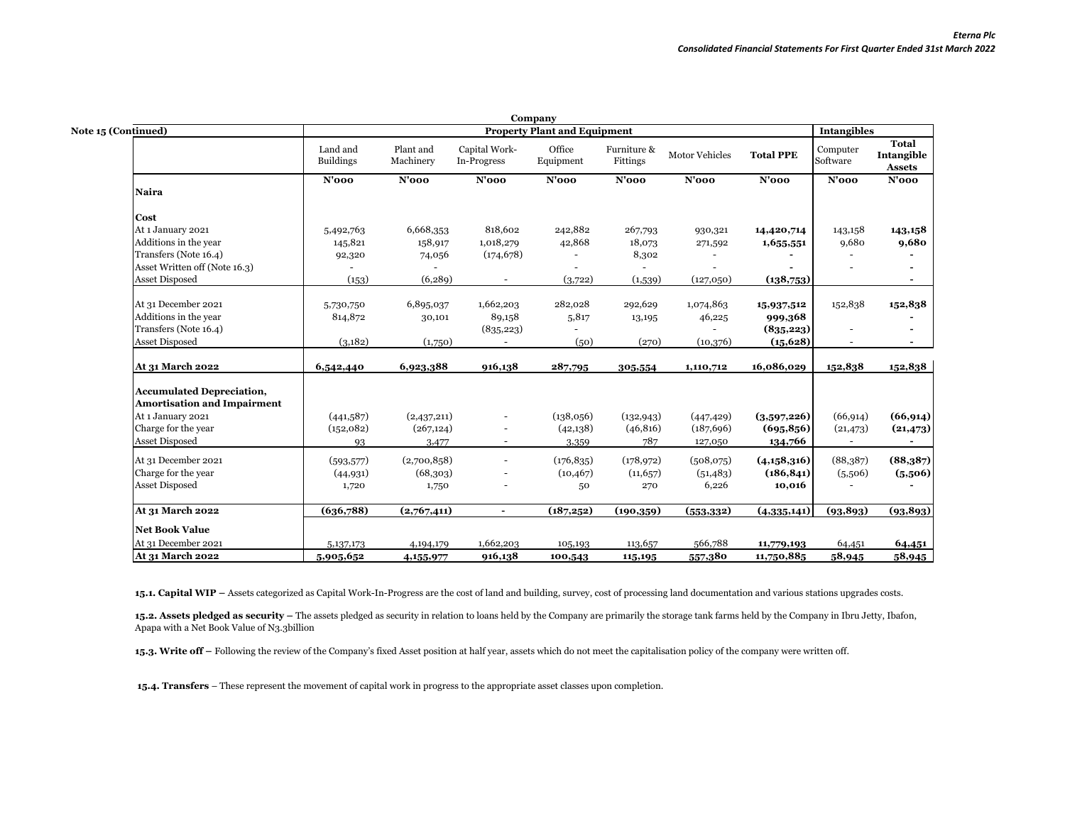**Company**

**Note 15 (Continued)**

| | **Property Plant and Equipment** | | | | | | | **Intangibles** | |
|---|---|---|---|---|---|---|---|---|---|
| | Land and Buildings | Plant and Machinery | Capital Work-In-Progress | Office Equipment | Furniture & Fittings | Motor Vehicles | **Total PPE** | Computer Software | **Total Intangible Assets** |
| **Naira** | **N'000** | **N'000** | **N'000** | **N'000** | **N'000** | **N'000** | **N'000** | **N'000** | **N'000** |
| **Cost** | | | | | | | | | |
| At 1 January 2021 | 5,492,763 | 6,668,353 | 818,602 | 242,882 | 267,793 | 930,321 | **14,420,714** | 143,158 | **143,158** |
| Additions in the year | 145,821 | 158,917 | 1,018,279 | 42,868 | 18,073 | 271,592 | **1,655,551** | 9,680 | **9,680** |
| Transfers (Note 16.4) | 92,320 | 74,056 | (174,678) | - | 8,302 | - | **-** | - | **-** |
| Asset Written off (Note 16.3) | - | - | | - | - | - | **-** | - | **-** |
| Asset Disposed | (153) | (6,289) | - | (3,722) | (1,539) | (127,050) | **(138,753)** | | **-** |
| At 31 December 2021 | 5,730,750 | 6,895,037 | 1,662,203 | 282,028 | 292,629 | 1,074,863 | **15,937,512** | 152,838 | **152,838** |
| Additions in the year | 814,872 | 30,101 | 89,158 | 5,817 | 13,195 | 46,225 | **999,368** | | **-** |
| Transfers (Note 16.4) | | | (835,223) | - | | - | **(835,223)** | - | **-** |
| Asset Disposed | (3,182) | (1,750) | - | (50) | (270) | (10,376) | **(15,628)** | - | **-** |
| **At 31 March 2022** | **6,542,440** | **6,923,388** | **916,138** | **287,795** | **305,554** | **1,110,712** | 16,086,029 | **152,838** | **152,838** |
| **Accumulated Depreciation, Amortisation and Impairment** | | | | | | | | | |
| At 1 January 2021 | (441,587) | (2,437,211) | - | (138,056) | (132,943) | (447,429) | **(3,597,226)** | (66,914) | **(66,914)** |
| Charge for the year | (152,082) | (267,124) | - | (42,138) | (46,816) | (187,696) | **(695,856)** | (21,473) | **(21,473)** |
| Asset Disposed | 93 | 3,477 | - | 3,359 | 787 | 127,050 | **134,766** | - | **-** |
| At 31 December 2021 | (593,577) | (2,700,858) | - | (176,835) | (178,972) | (508,075) | **(4,158,316)** | (88,387) | **(88,387)** |
| Charge for the year | (44,931) | (68,303) | - | (10,467) | (11,657) | (51,483) | **(186,841)** | (5,506) | **(5,506)** |
| Asset Disposed | 1,720 | 1,750 | - | 50 | 270 | 6,226 | **10,016** | - | **-** |
| **At 31 March 2022** | **(636,788)** | **(2,767,411)** | **-** | **(187,252)** | **(190,359)** | **(553,332)** | **(4,335,141)** | **(93,893)** | **(93,893)** |
| **Net Book Value** | | | | | | | | | |
| At 31 December 2021 | 5,137,173 | 4,194,179 | 1,662,203 | 105,193 | 113,657 | 566,788 | **11,779,193** | 64,451 | **64,451** |
| **At 31 March 2022** | **5,905,652** | **4,155,977** | **916,138** | **100,543** | **115,195** | **557,380** | **11,750,885** | **58,945** | **58,945** |

**15.1. Capital WIP –** Assets categorized as Capital Work-In-Progress are the cost of land and building, survey, cost of processing land documentation and various stations upgrades costs.

**15.2. Assets pledged as security –** The assets pledged as security in relation to loans held by the Company are primarily the storage tank farms held by the Company in Ibru Jetty, Ibafon, Apapa with a Net Book Value of N3.3billion

**15.3. Write off –** Following the review of the Company's fixed Asset position at half year, assets which do not meet the capitalisation policy of the company were written off.

**15.4. Transfers** – These represent the movement of capital work in progress to the appropriate asset classes upon completion.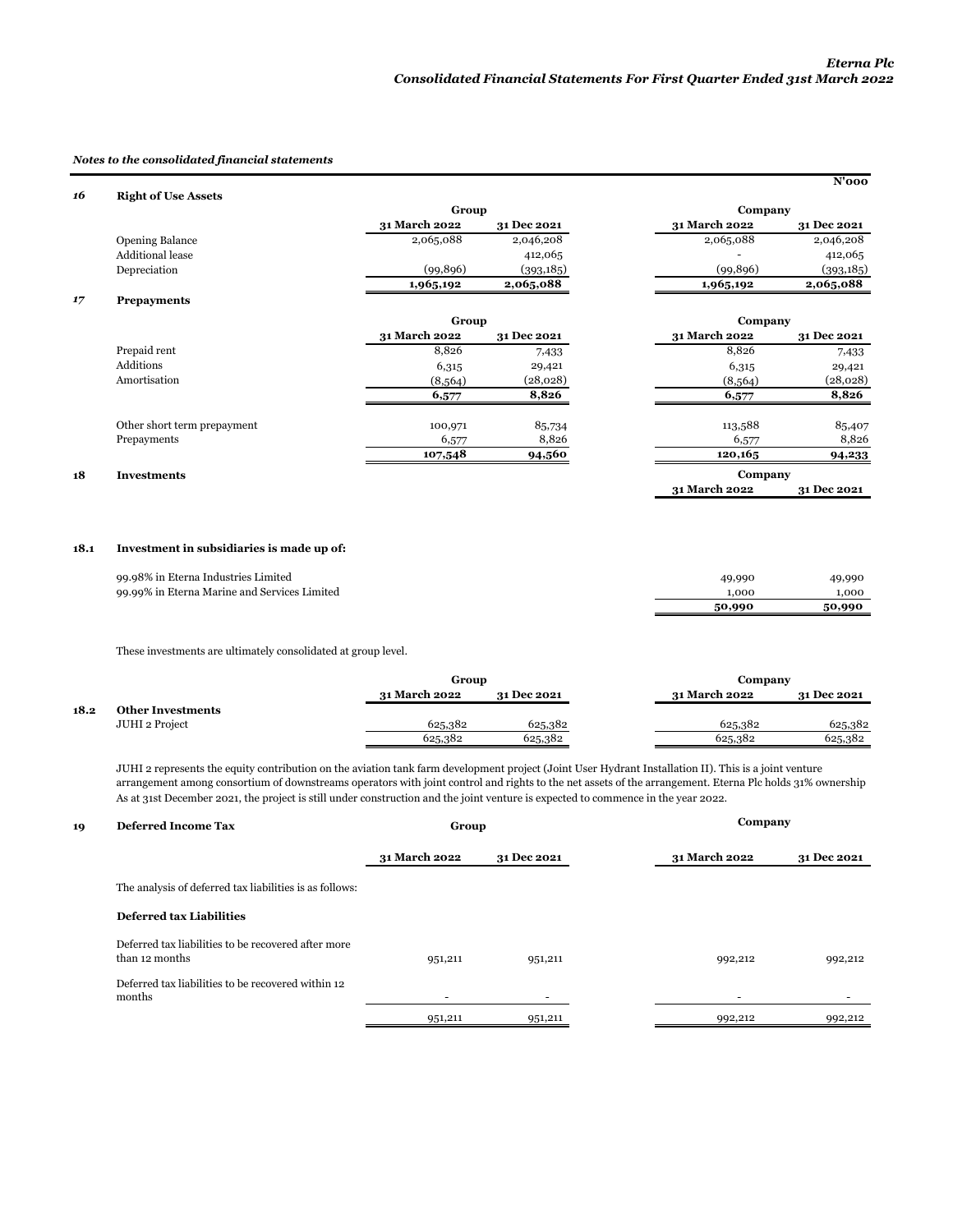*Notes to the consolidated financial statements*

N'000

## 16 Right of Use Assets

| | Group | | Company | |
|---|---|---|---|---|
| | 31 March 2022 | 31 Dec 2021 | 31 March 2022 | 31 Dec 2021 |
| Opening Balance | 2,065,088 | 2,046,208 | 2,065,088 | 2,046,208 |
| Additional lease | | 412,065 | - | 412,065 |
| Depreciation | (99,896) | (393,185) | (99,896) | (393,185) |
| | **1,965,192** | **2,065,088** | **1,965,192** | **2,065,088** |

## 17 Prepayments

| | Group | | Company | |
|---|---|---|---|---|
| | 31 March 2022 | 31 Dec 2021 | 31 March 2022 | 31 Dec 2021 |
| Prepaid rent | 8,826 | 7,433 | 8,826 | 7,433 |
| Additions | 6,315 | 29,421 | 6,315 | 29,421 |
| Amortisation | (8,564) | (28,028) | (8,564) | (28,028) |
| | **6,577** | **8,826** | **6,577** | **8,826** |
| | | | | |
| Other short term prepayment | 100,971 | 85,734 | 113,588 | 85,407 |
| Prepayments | 6,577 | 8,826 | 6,577 | 8,826 |
| | **107,548** | **94,560** | **120,165** | **94,233** |

## 18 Investments

### 18.1 Investment in subsidiaries is made up of:

| | Company | |
|---|---|---|
| | 31 March 2022 | 31 Dec 2021 |
| 99.98% in Eterna Industries Limited | 49,990 | 49,990 |
| 99.99% in Eterna Marine and Services Limited | 1,000 | 1,000 |
| | **50,990** | **50,990** |

These investments are ultimately consolidated at group level.

### 18.2 Other Investments

| | Group | | Company | |
|---|---|---|---|---|
| | 31 March 2022 | 31 Dec 2021 | 31 March 2022 | 31 Dec 2021 |
| JUHI 2 Project | 625,382 | 625,382 | 625,382 | 625,382 |
| | 625,382 | 625,382 | 625,382 | 625,382 |

JUHI 2 represents the equity contribution on the aviation tank farm development project (Joint User Hydrant Installation II). This is a joint venture arrangement among consortium of downstreams operators with joint control and rights to the net assets of the arrangement. Eterna Plc holds 31% ownership As at 31st December 2021, the project is still under construction and the joint venture is expected to commence in the year 2022.

## 19 Deferred Income Tax

| | Group | | Company | |
|---|---|---|---|---|
| | 31 March 2022 | 31 Dec 2021 | 31 March 2022 | 31 Dec 2021 |
| The analysis of deferred tax liabilities is as follows: | | | | |
| **Deferred tax Liabilities** | | | | |
| Deferred tax liabilities to be recovered after more than 12 months | 951,211 | 951,211 | 992,212 | 992,212 |
| Deferred tax liabilities to be recovered within 12 months | - | - | - | - |
| | 951,211 | 951,211 | 992,212 | 992,212 |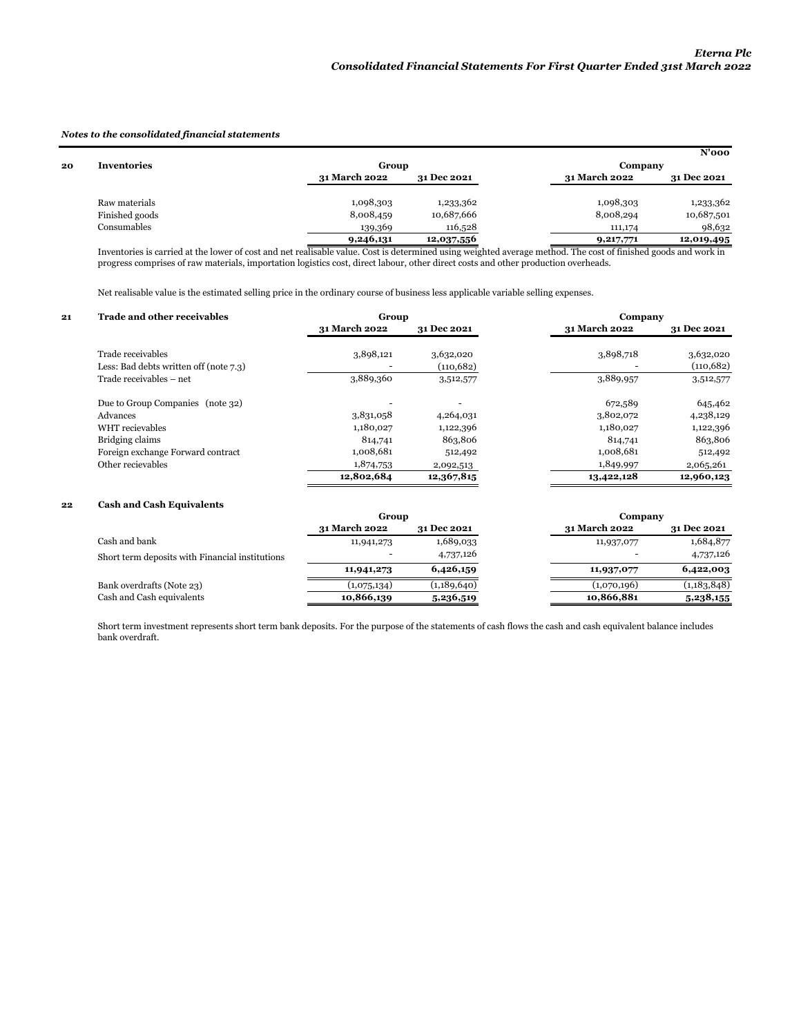*Notes to the consolidated financial statements*

**N'000**

**20 Inventories**

| | Group | | Company | |
|---|---|---|---|---|
| | **31 March 2022** | **31 Dec 2021** | **31 March 2022** | **31 Dec 2021** |
| Raw materials | 1,098,303 | 1,233,362 | 1,098,303 | 1,233,362 |
| Finished goods | 8,008,459 | 10,687,666 | 8,008,294 | 10,687,501 |
| Consumables | 139,369 | 116,528 | 111,174 | 98,632 |
| | **9,246,131** | **12,037,556** | **9,217,771** | **12,019,495** |

Inventories is carried at the lower of cost and net realisable value. Cost is determined using weighted average method. The cost of finished goods and work in progress comprises of raw materials, importation logistics cost, direct labour, other direct costs and other production overheads.

Net realisable value is the estimated selling price in the ordinary course of business less applicable variable selling expenses.

**21 Trade and other receivables**

| | Group | | Company | |
|---|---|---|---|---|
| | **31 March 2022** | **31 Dec 2021** | **31 March 2022** | **31 Dec 2021** |
| Trade receivables | 3,898,121 | 3,632,020 | 3,898,718 | 3,632,020 |
| Less: Bad debts written off (note 7.3) | - | (110,682) | - | (110,682) |
| Trade receivables – net | 3,889,360 | 3,512,577 | 3,889,957 | 3,512,577 |
| Due to Group Companies (note 32) | - | - | 672,589 | 645,462 |
| Advances | 3,831,058 | 4,264,031 | 3,802,072 | 4,238,129 |
| WHT recievables | 1,180,027 | 1,122,396 | 1,180,027 | 1,122,396 |
| Bridging claims | 814,741 | 863,806 | 814,741 | 863,806 |
| Foreign exchange Forward contract | 1,008,681 | 512,492 | 1,008,681 | 512,492 |
| Other recievables | 1,874,753 | 2,092,513 | 1,849,997 | 2,065,261 |
| | **12,802,684** | **12,367,815** | **13,422,128** | **12,960,123** |

**22 Cash and Cash Equivalents**

| | Group | | Company | |
|---|---|---|---|---|
| | **31 March 2022** | **31 Dec 2021** | **31 March 2022** | **31 Dec 2021** |
| Cash and bank | 11,941,273 | 1,689,033 | 11,937,077 | 1,684,877 |
| Short term deposits with Financial institutions | - | 4,737,126 | - | 4,737,126 |
| | **11,941,273** | **6,426,159** | **11,937,077** | **6,422,003** |
| Bank overdrafts (Note 23) | (1,075,134) | (1,189,640) | (1,070,196) | (1,183,848) |
| Cash and Cash equivalents | **10,866,139** | **5,236,519** | **10,866,881** | **5,238,155** |

Short term investment represents short term bank deposits. For the purpose of the statements of cash flows the cash and cash equivalent balance includes bank overdraft.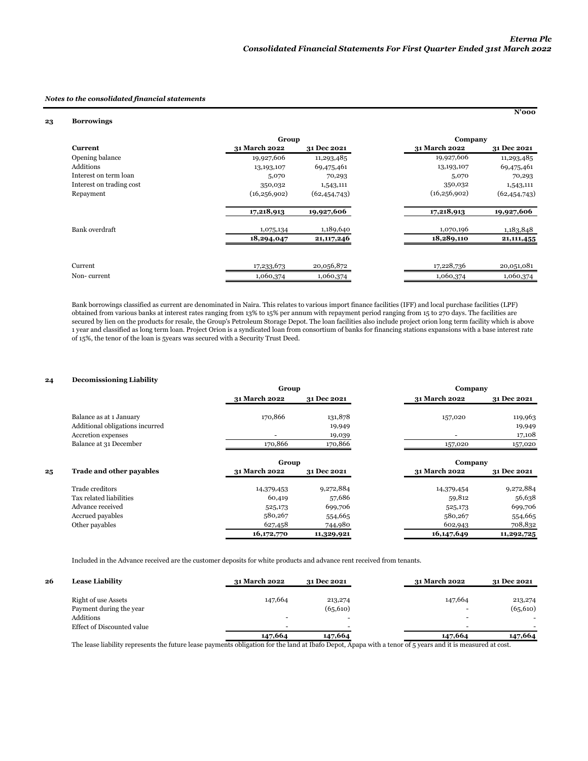*Notes to the consolidated financial statements*

N'000

## 23 Borrowings

| | Group | | Company | |
|---|---|---|---|---|
| **Current** | **31 March 2022** | **31 Dec 2021** | **31 March 2022** | **31 Dec 2021** |
| Opening balance | 19,927,606 | 11,293,485 | 19,927,606 | 11,293,485 |
| Additions | 13,193,107 | 69,475,461 | 13,193,107 | 69,475,461 |
| Interest on term loan | 5,070 | 70,293 | 5,070 | 70,293 |
| Interest on trading cost | 350,032 | 1,543,111 | 350,032 | 1,543,111 |
| Repayment | (16,256,902) | (62,454,743) | (16,256,902) | (62,454,743) |
| | **17,218,913** | **19,927,606** | **17,218,913** | **19,927,606** |
| Bank overdraft | 1,075,134 | 1,189,640 | 1,070,196 | 1,183,848 |
| | **18,294,047** | **21,117,246** | **18,289,110** | **21,111,455** |
| Current | 17,233,673 | 20,056,872 | 17,228,736 | 20,051,081 |
| Non- current | 1,060,374 | 1,060,374 | 1,060,374 | 1,060,374 |

Bank borrowings classified as current are denominated in Naira. This relates to various import finance facilities (IFF) and local purchase facilities (LPF) obtained from various banks at interest rates ranging from 13% to 15% per annum with repayment period ranging from 15 to 270 days. The facilities are secured by lien on the products for resale, the Group's Petroleum Storage Depot. The loan facilities also include project orion long term facility which is above 1 year and classified as long term loan. Project Orion is a syndicated loan from consortium of banks for financing stations expansions with a base interest rate of 15%, the tenor of the loan is 5years was secured with a Security Trust Deed.

## 24 Decomissioning Liability

| | Group | | Company | |
|---|---|---|---|---|
| | **31 March 2022** | **31 Dec 2021** | **31 March 2022** | **31 Dec 2021** |
| Balance as at 1 January | 170,866 | 131,878 | 157,020 | 119,963 |
| Additional obligations incurred | | 19,949 | | 19,949 |
| Accretion expenses | - | 19,039 | - | 17,108 |
| Balance at 31 December | 170,866 | 170,866 | 157,020 | 157,020 |

## 25 Trade and other payables

| | Group | | Company | |
|---|---|---|---|---|
| | **31 March 2022** | **31 Dec 2021** | **31 March 2022** | **31 Dec 2021** |
| Trade creditors | 14,379,453 | 9,272,884 | 14,379,454 | 9,272,884 |
| Tax related liabilities | 60,419 | 57,686 | 59,812 | 56,638 |
| Advance received | 525,173 | 699,706 | 525,173 | 699,706 |
| Accrued payables | 580,267 | 554,665 | 580,267 | 554,665 |
| Other payables | 627,458 | 744,980 | 602,943 | 708,832 |
| | **16,172,770** | **11,329,921** | **16,147,649** | **11,292,725** |

Included in the Advance received are the customer deposits for white products and advance rent received from tenants.

## 26 Lease Liability

| | **31 March 2022** | **31 Dec 2021** | **31 March 2022** | **31 Dec 2021** |
|---|---|---|---|---|
| Right of use Assets | 147,664 | 213,274 | 147,664 | 213,274 |
| Payment during the year | | (65,610) | - | (65,610) |
| Additions | - | - | - | - |
| Effect of Discounted value | - | - | - | - |
| | **147,664** | **147,664** | **147,664** | **147,664** |

The lease liability represents the future lease payments obligation for the land at Ibafo Depot, Apapa with a tenor of 5 years and it is measured at cost.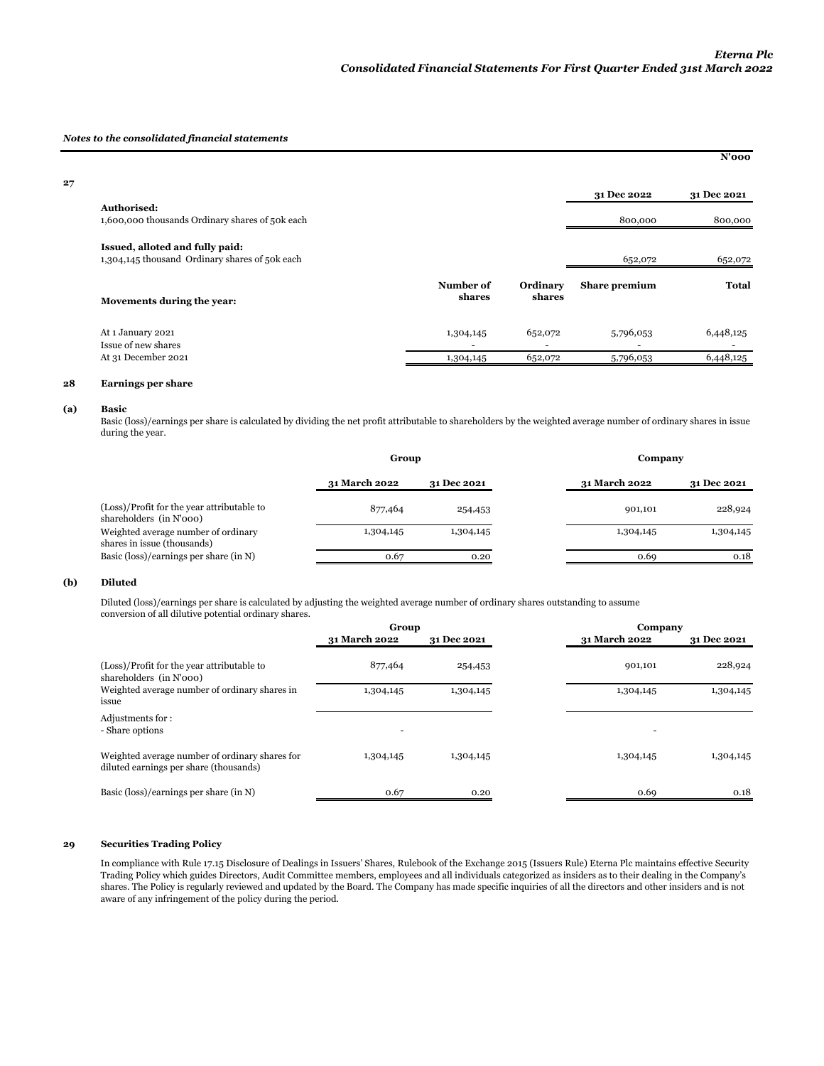*Notes to the consolidated financial statements*

N'000

**27**

| | | | 31 Dec 2022 | 31 Dec 2021 |
|---|---|---|---|---|
| **Authorised:** | | | | |
| 1,600,000 thousands Ordinary shares of 50k each | | | 800,000 | 800,000 |
| **Issued, alloted and fully paid:** | | | | |
| 1,304,145 thousand Ordinary shares of 50k each | | | 652,072 | 652,072 |
| **Movements during the year:** | **Number of shares** | **Ordinary shares** | **Share premium** | **Total** |
| At 1 January 2021 | 1,304,145 | 652,072 | 5,796,053 | 6,448,125 |
| Issue of new shares | - | - | - | - |
| At 31 December 2021 | 1,304,145 | 652,072 | 5,796,053 | 6,448,125 |

## 28 Earnings per share

### (a) Basic

Basic (loss)/earnings per share is calculated by dividing the net profit attributable to shareholders by the weighted average number of ordinary shares in issue during the year.

| | Group | | Company | |
|---|---|---|---|---|
| | **31 March 2022** | **31 Dec 2021** | **31 March 2022** | **31 Dec 2021** |
| (Loss)/Profit for the year attributable to shareholders (in N'000) | 877,464 | 254,453 | 901,101 | 228,924 |
| Weighted average number of ordinary shares in issue (thousands) | 1,304,145 | 1,304,145 | 1,304,145 | 1,304,145 |
| Basic (loss)/earnings per share (in N) | 0.67 | 0.20 | 0.69 | 0.18 |

### (b) Diluted

Diluted (loss)/earnings per share is calculated by adjusting the weighted average number of ordinary shares outstanding to assume conversion of all dilutive potential ordinary shares.

| | Group | | Company | |
|---|---|---|---|---|
| | **31 March 2022** | **31 Dec 2021** | **31 March 2022** | **31 Dec 2021** |
| (Loss)/Profit for the year attributable to shareholders (in N'000) | 877,464 | 254,453 | 901,101 | 228,924 |
| Weighted average number of ordinary shares in issue | 1,304,145 | 1,304,145 | 1,304,145 | 1,304,145 |
| Adjustments for : | | | | |
| - Share options | - | | - | |
| Weighted average number of ordinary shares for diluted earnings per share (thousands) | 1,304,145 | 1,304,145 | 1,304,145 | 1,304,145 |
| Basic (loss)/earnings per share (in N) | 0.67 | 0.20 | 0.69 | 0.18 |

## 29 Securities Trading Policy

In compliance with Rule 17.15 Disclosure of Dealings in Issuers' Shares, Rulebook of the Exchange 2015 (Issuers Rule) Eterna Plc maintains effective Security Trading Policy which guides Directors, Audit Committee members, employees and all individuals categorized as insiders as to their dealing in the Company's shares. The Policy is regularly reviewed and updated by the Board. The Company has made specific inquiries of all the directors and other insiders and is not aware of any infringement of the policy during the period.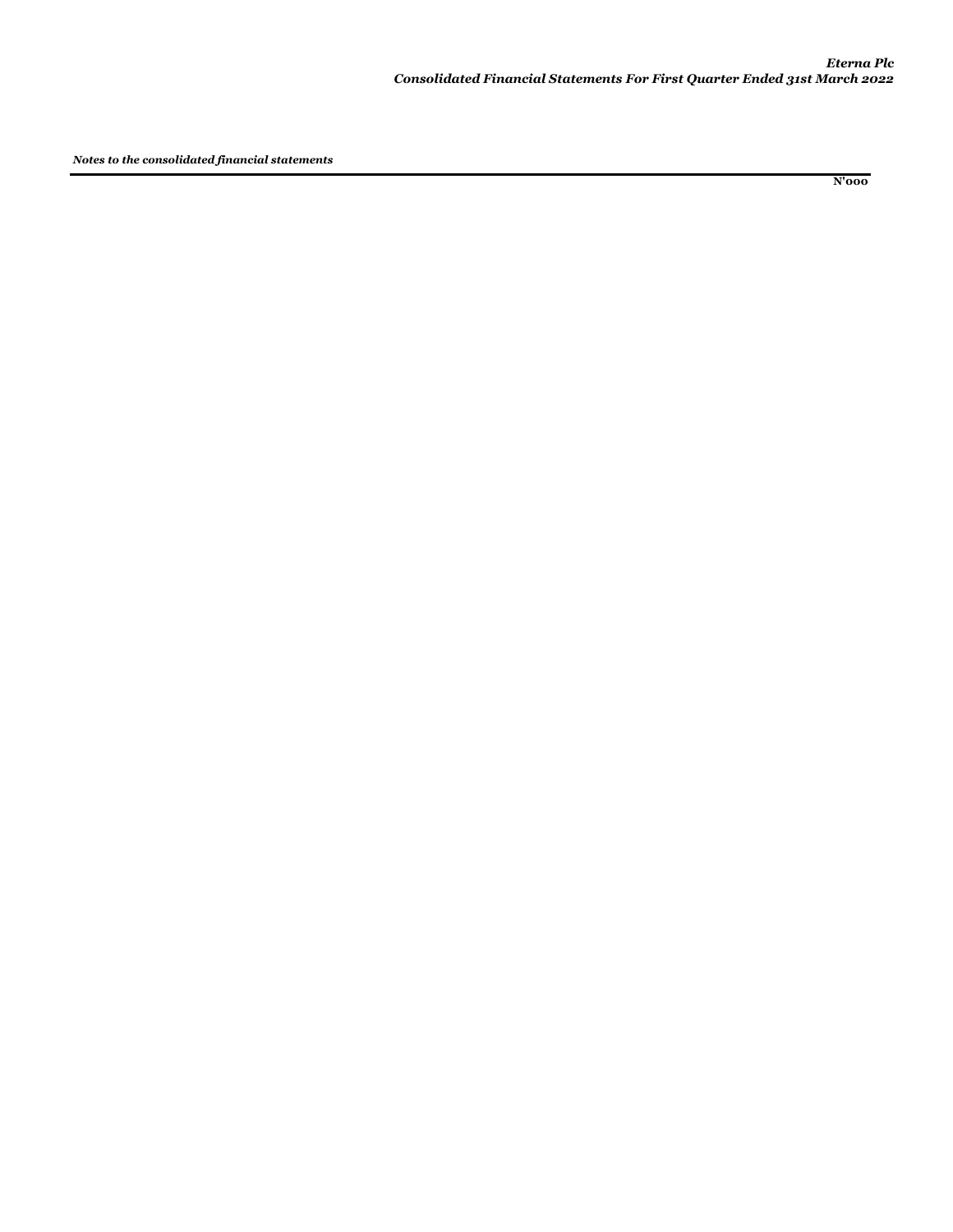*Notes to the consolidated financial statements*

**N'000**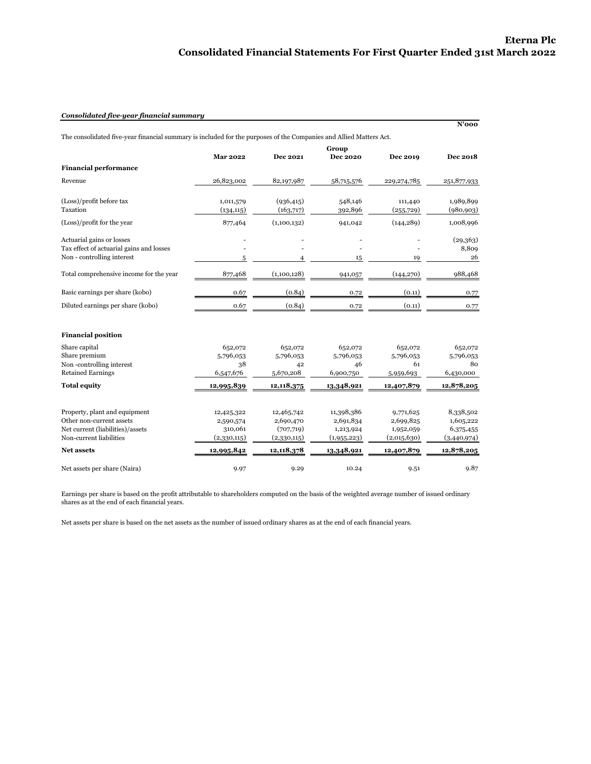## Consolidated five-year financial summary

**N'000**

The consolidated five-year financial summary is included for the purposes of the Companies and Allied Matters Act.

| | Group | | | | |
|---|---|---|---|---|---|
| | **Mar 2022** | **Dec 2021** | **Dec 2020** | **Dec 2019** | **Dec 2018** |
| **Financial performance** | | | | | |
| Revenue | 26,823,002 | 82,197,987 | 58,715,576 | 229,274,785 | 251,877,933 |
| (Loss)/profit before tax | 1,011,579 | (936,415) | 548,146 | 111,440 | 1,989,899 |
| Taxation | (134,115) | (163,717) | 392,896 | (255,729) | (980,903) |
| (Loss)/profit for the year | 877,464 | (1,100,132) | 941,042 | (144,289) | 1,008,996 |
| Actuarial gains or losses | - | - | - | - | (29,363) |
| Tax effect of actuarial gains and losses | - | - | - | - | 8,809 |
| Non - controlling interest | 5 | 4 | 15 | 19 | 26 |
| Total comprehensive income for the year | 877,468 | (1,100,128) | 941,057 | (144,270) | 988,468 |
| Basic earnings per share (kobo) | 0.67 | (0.84) | 0.72 | (0.11) | 0.77 |
| Diluted earnings per share (kobo) | 0.67 | (0.84) | 0.72 | (0.11) | 0.77 |
| **Financial position** | | | | | |
| Share capital | 652,072 | 652,072 | 652,072 | 652,072 | 652,072 |
| Share premium | 5,796,053 | 5,796,053 | 5,796,053 | 5,796,053 | 5,796,053 |
| Non -controlling interest | 38 | 42 | 46 | 61 | 80 |
| Retained Earnings | 6,547,676 | 5,670,208 | 6,900,750 | 5,959,693 | 6,430,000 |
| **Total equity** | **12,995,839** | **12,118,375** | **13,348,921** | **12,407,879** | **12,878,205** |
| Property, plant and equipment | 12,425,322 | 12,465,742 | 11,398,386 | 9,771,625 | 8,338,502 |
| Other non-current assets | 2,590,574 | 2,690,470 | 2,691,834 | 2,699,825 | 1,605,222 |
| Net current (liabilities)/assets | 310,061 | (707,719) | 1,213,924 | 1,952,059 | 6,375,455 |
| Non-current liabilities | (2,330,115) | (2,330,115) | (1,955,223) | (2,015,630) | (3,440,974) |
| **Net assets** | **12,995,842** | **12,118,378** | **13,348,921** | **12,407,879** | **12,878,205** |
| Net assets per share (Naira) | 9.97 | 9.29 | 10.24 | 9.51 | 9.87 |

Earnings per share is based on the profit attributable to shareholders computed on the basis of the weighted average number of issued ordinary shares as at the end of each financial years.

Net assets per share is based on the net assets as the number of issued ordinary shares as at the end of each financial years.